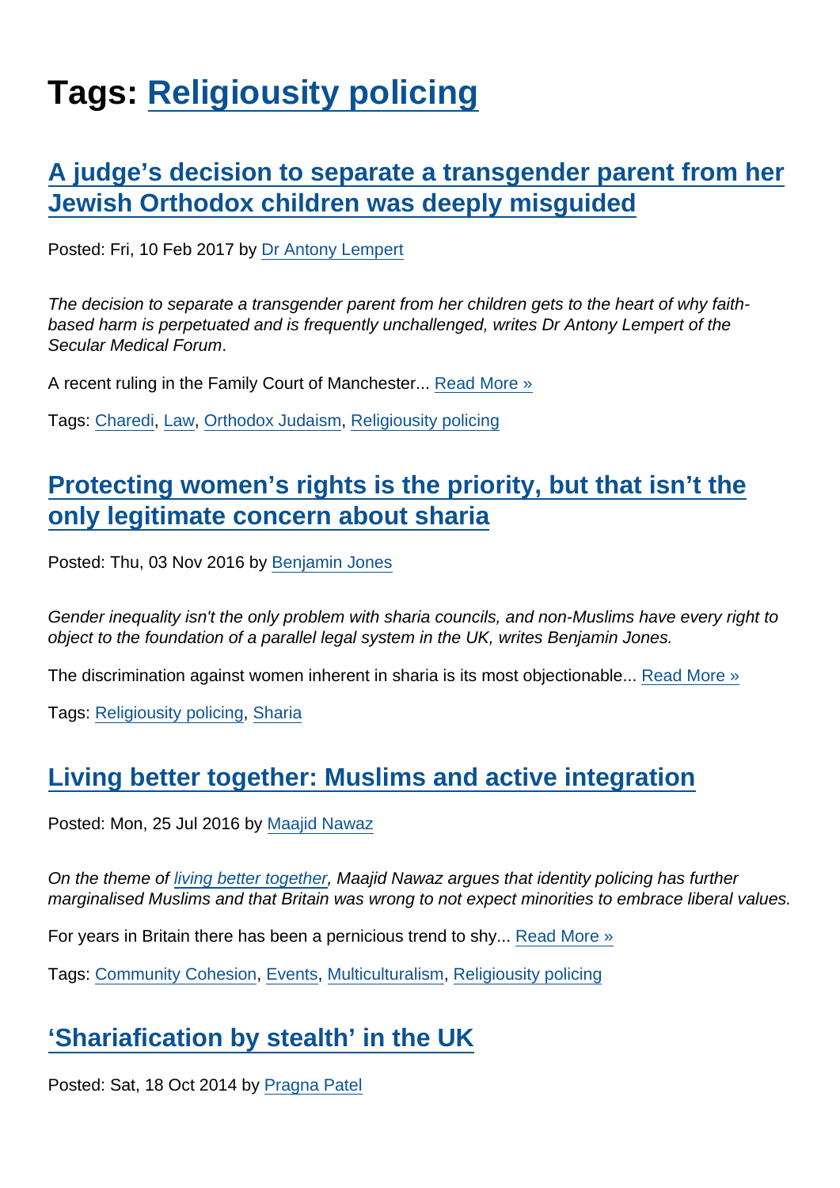# Tags: Religiousity policing

## A judge's decision to separate a transgender parent from her Jewish Orthodox children was deeply misguided

Posted: Fri, 10 Feb 2017 by Dr Antony Lempert

*The decision to separate a transgender parent from her children gets to the heart of why faith-based harm is perpetuated and is frequently unchallenged, writes Dr Antony Lempert of the Secular Medical Forum.*

A recent ruling in the Family Court of Manchester... Read More »

Tags: Charedi, Law, Orthodox Judaism, Religiousity policing

## Protecting women's rights is the priority, but that isn't the only legitimate concern about sharia

Posted: Thu, 03 Nov 2016 by Benjamin Jones

*Gender inequality isn't the only problem with sharia councils, and non-Muslims have every right to object to the foundation of a parallel legal system in the UK, writes Benjamin Jones.*

The discrimination against women inherent in sharia is its most objectionable... Read More »

Tags: Religiousity policing, Sharia

## Living better together: Muslims and active integration

Posted: Mon, 25 Jul 2016 by Maajid Nawaz

*On the theme of living better together, Maajid Nawaz argues that identity policing has further marginalised Muslims and that Britain was wrong to not expect minorities to embrace liberal values.*

For years in Britain there has been a pernicious trend to shy... Read More »

Tags: Community Cohesion, Events, Multiculturalism, Religiousity policing

## 'Shariafication by stealth' in the UK

Posted: Sat, 18 Oct 2014 by Pragna Patel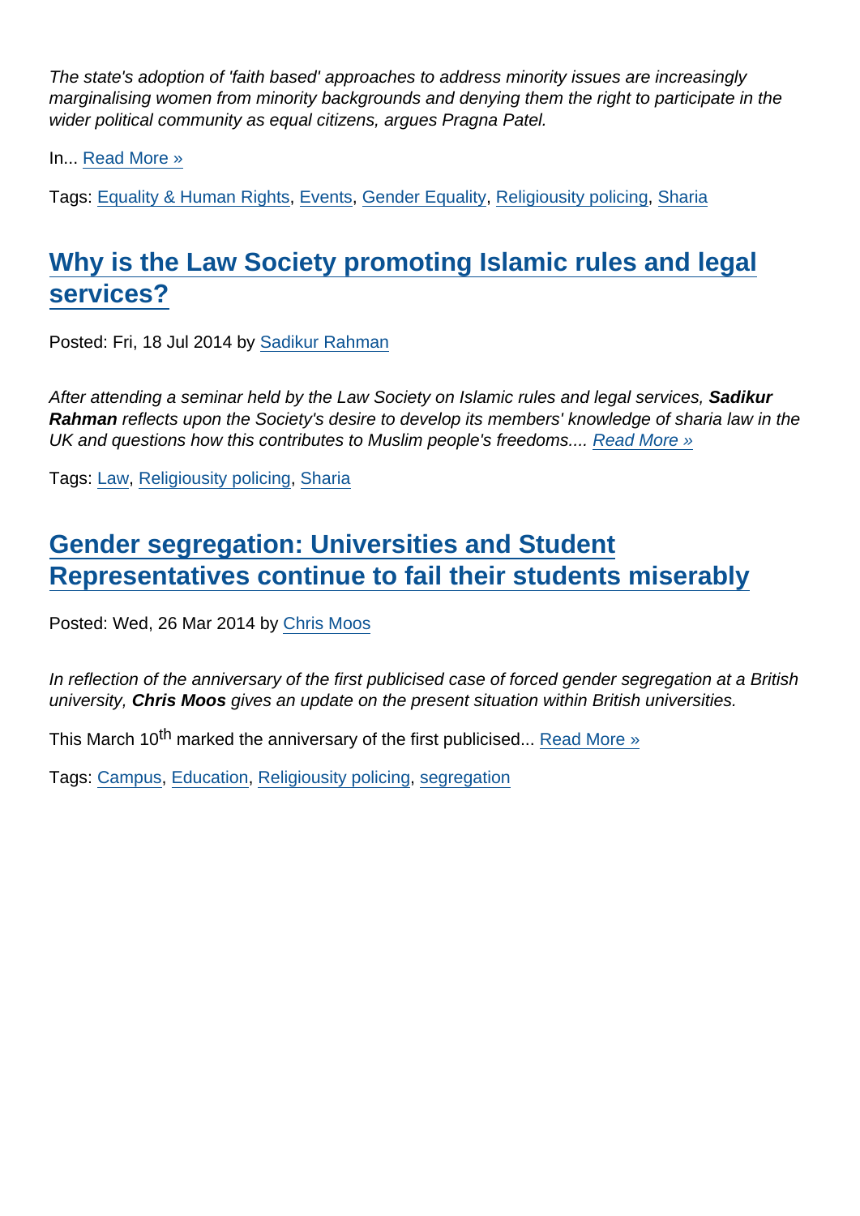*The state's adoption of 'faith based' approaches to address minority issues are increasingly marginalising women from minority backgrounds and denying them the right to participate in the wider political community as equal citizens, argues Pragna Patel.*

In... [Read More »]

Tags: [Equality & Human Rights], [Events], [Gender Equality], [Religiousity policing], [Sharia]

## Why is the Law Society promoting Islamic rules and legal services?

Posted: Fri, 18 Jul 2014 by [Sadikur Rahman]

*After attending a seminar held by the Law Society on Islamic rules and legal services, **Sadikur Rahman** reflects upon the Society's desire to develop its members' knowledge of sharia law in the UK and questions how this contributes to Muslim people's freedoms....* [Read More »]

Tags: [Law], [Religiousity policing], [Sharia]

## Gender segregation: Universities and Student Representatives continue to fail their students miserably

Posted: Wed, 26 Mar 2014 by [Chris Moos]

*In reflection of the anniversary of the first publicised case of forced gender segregation at a British university, **Chris Moos** gives an update on the present situation within British universities.*

This March 10$^{th}$ marked the anniversary of the first publicised... [Read More »]

Tags: [Campus], [Education], [Religiousity policing], [segregation]